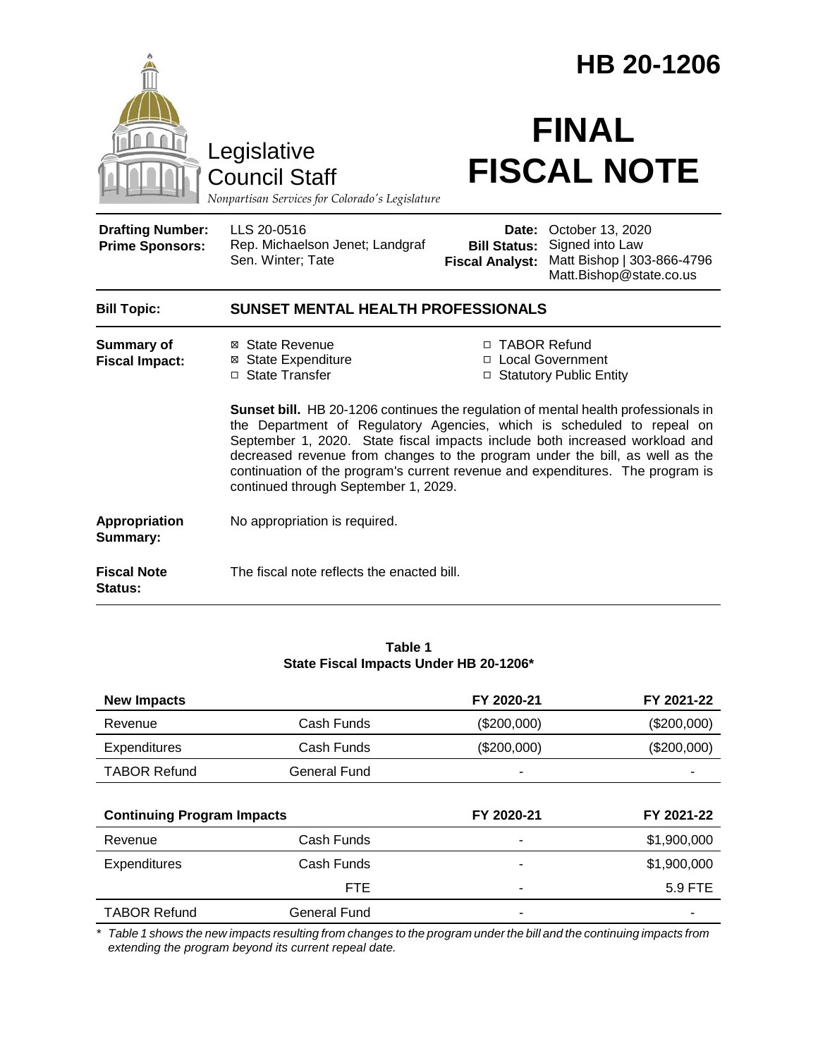# HB 20-1206

Legislative Council Staff
*Nonpartisan Services for Colorado's Legislature*

# FINAL FISCAL NOTE

| | | | |
|---|---|---|---|
| **Drafting Number:** | LLS 20-0516 | **Date:** | October 13, 2020 |
| **Prime Sponsors:** | Rep. Michaelson Jenet; Landgraf<br>Sen. Winter; Tate | **Bill Status:** | Signed into Law |
| | | **Fiscal Analyst:** | Matt Bishop \| 303-866-4796<br>Matt.Bishop@state.co.us |

**Bill Topic:** **SUNSET MENTAL HEALTH PROFESSIONALS**

**Summary of Fiscal Impact:**

- ☒ State Revenue
- ☒ State Expenditure
- ☐ State Transfer
- ☐ TABOR Refund
- ☐ Local Government
- ☐ Statutory Public Entity

**Sunset bill.** HB 20-1206 continues the regulation of mental health professionals in the Department of Regulatory Agencies, which is scheduled to repeal on September 1, 2020. State fiscal impacts include both increased workload and decreased revenue from changes to the program under the bill, as well as the continuation of the program's current revenue and expenditures. The program is continued through September 1, 2029.

**Appropriation Summary:** No appropriation is required.

**Fiscal Note Status:** The fiscal note reflects the enacted bill.

**Table 1**
**State Fiscal Impacts Under HB 20-1206***

| **New Impacts** | | **FY 2020-21** | **FY 2021-22** |
|---|---|---|---|
| Revenue | Cash Funds | ($200,000) | ($200,000) |
| Expenditures | Cash Funds | ($200,000) | ($200,000) |
| TABOR Refund | General Fund | - | - |
| **Continuing Program Impacts** | | **FY 2020-21** | **FY 2021-22** |
| Revenue | Cash Funds | - | $1,900,000 |
| Expenditures | Cash Funds | - | $1,900,000 |
| | FTE | - | 5.9 FTE |
| TABOR Refund | General Fund | - | - |

*\* Table 1 shows the new impacts resulting from changes to the program under the bill and the continuing impacts from extending the program beyond its current repeal date.*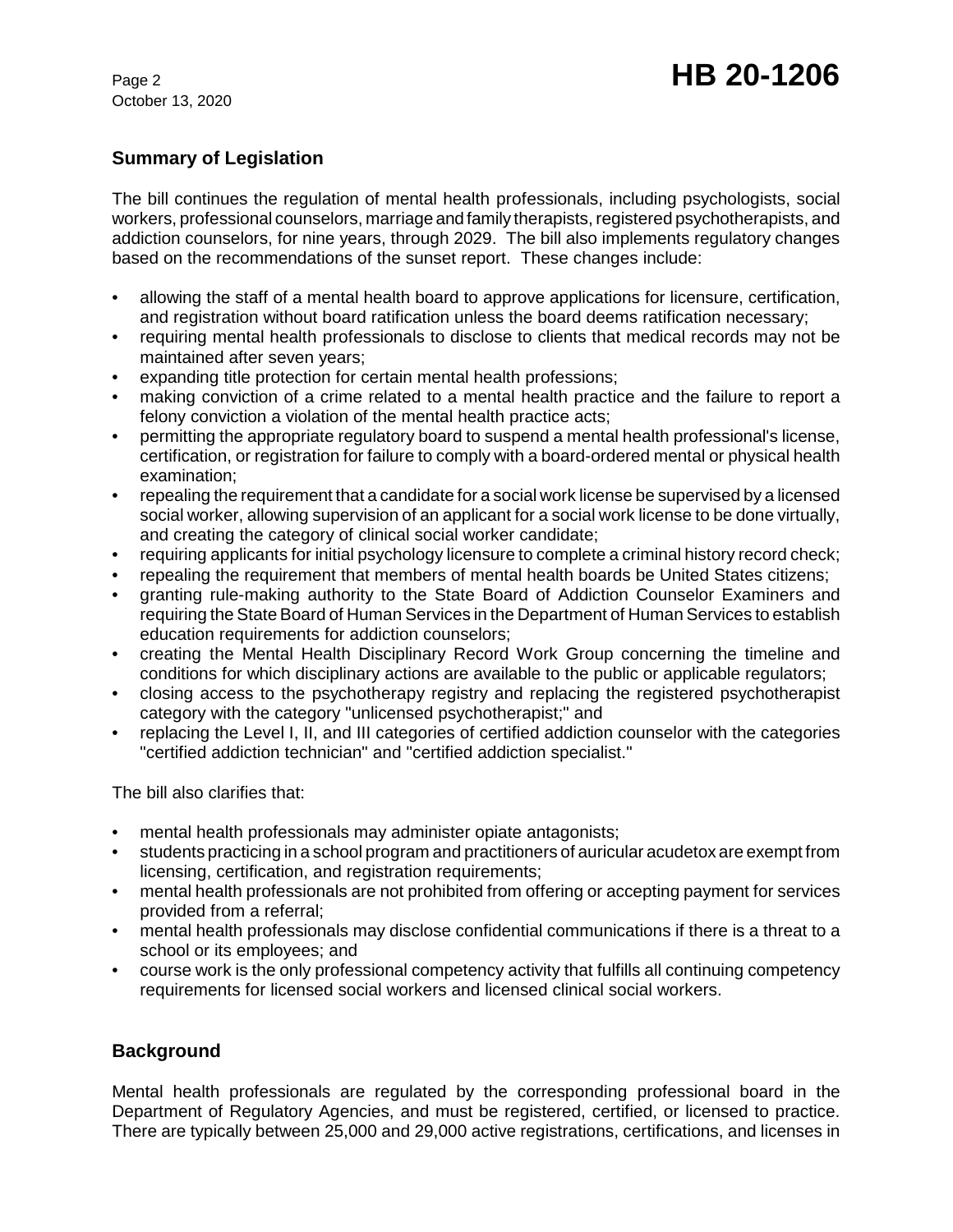## Summary of Legislation

The bill continues the regulation of mental health professionals, including psychologists, social workers, professional counselors, marriage and family therapists, registered psychotherapists, and addiction counselors, for nine years, through 2029. The bill also implements regulatory changes based on the recommendations of the sunset report. These changes include:

- allowing the staff of a mental health board to approve applications for licensure, certification, and registration without board ratification unless the board deems ratification necessary;
- requiring mental health professionals to disclose to clients that medical records may not be maintained after seven years;
- expanding title protection for certain mental health professions;
- making conviction of a crime related to a mental health practice and the failure to report a felony conviction a violation of the mental health practice acts;
- permitting the appropriate regulatory board to suspend a mental health professional's license, certification, or registration for failure to comply with a board-ordered mental or physical health examination;
- repealing the requirement that a candidate for a social work license be supervised by a licensed social worker, allowing supervision of an applicant for a social work license to be done virtually, and creating the category of clinical social worker candidate;
- requiring applicants for initial psychology licensure to complete a criminal history record check;
- repealing the requirement that members of mental health boards be United States citizens;
- granting rule-making authority to the State Board of Addiction Counselor Examiners and requiring the State Board of Human Services in the Department of Human Services to establish education requirements for addiction counselors;
- creating the Mental Health Disciplinary Record Work Group concerning the timeline and conditions for which disciplinary actions are available to the public or applicable regulators;
- closing access to the psychotherapy registry and replacing the registered psychotherapist category with the category "unlicensed psychotherapist;" and
- replacing the Level I, II, and III categories of certified addiction counselor with the categories "certified addiction technician" and "certified addiction specialist."

The bill also clarifies that:

- mental health professionals may administer opiate antagonists;
- students practicing in a school program and practitioners of auricular acudetox are exempt from licensing, certification, and registration requirements;
- mental health professionals are not prohibited from offering or accepting payment for services provided from a referral;
- mental health professionals may disclose confidential communications if there is a threat to a school or its employees; and
- course work is the only professional competency activity that fulfills all continuing competency requirements for licensed social workers and licensed clinical social workers.

## Background

Mental health professionals are regulated by the corresponding professional board in the Department of Regulatory Agencies, and must be registered, certified, or licensed to practice. There are typically between 25,000 and 29,000 active registrations, certifications, and licenses in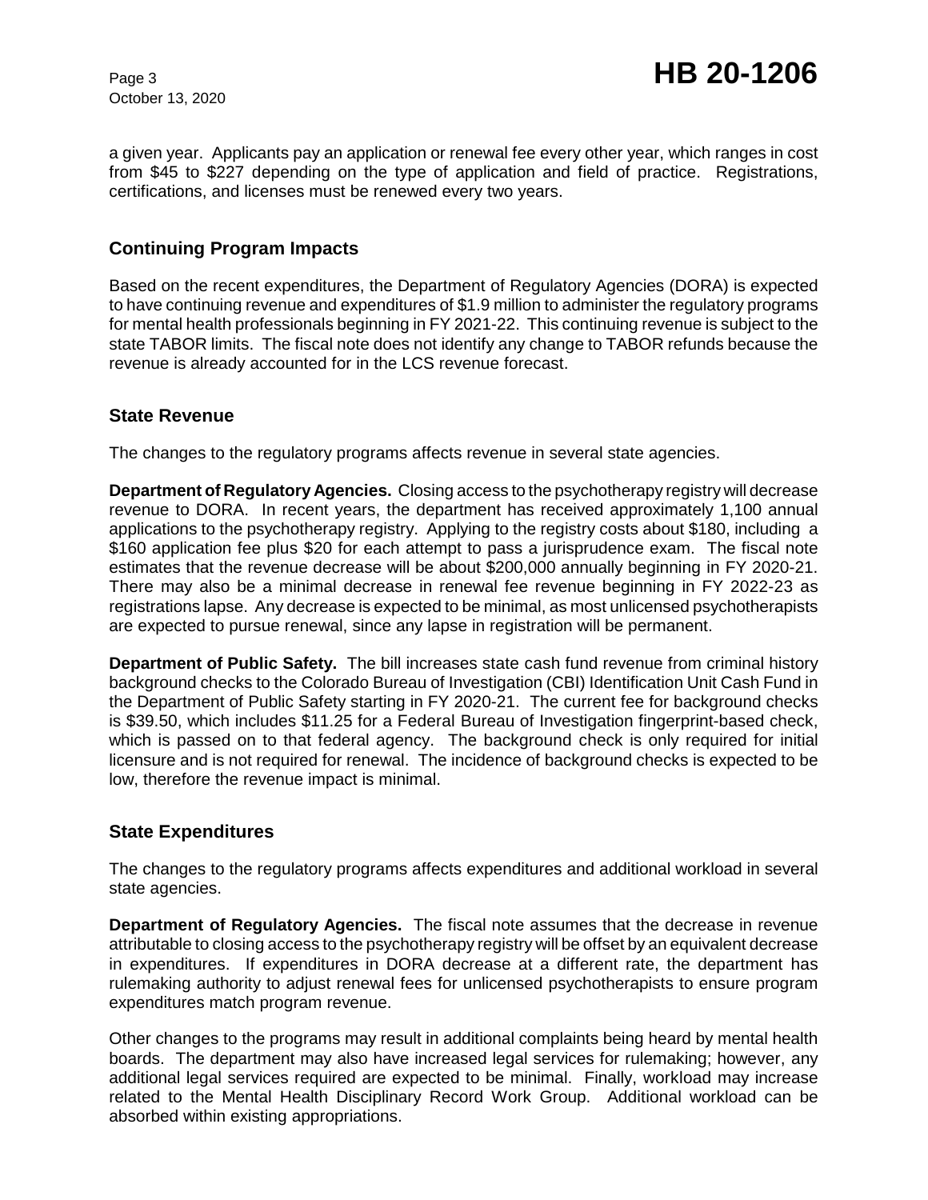a given year. Applicants pay an application or renewal fee every other year, which ranges in cost from $45 to $227 depending on the type of application and field of practice. Registrations, certifications, and licenses must be renewed every two years.

## Continuing Program Impacts

Based on the recent expenditures, the Department of Regulatory Agencies (DORA) is expected to have continuing revenue and expenditures of $1.9 million to administer the regulatory programs for mental health professionals beginning in FY 2021-22. This continuing revenue is subject to the state TABOR limits. The fiscal note does not identify any change to TABOR refunds because the revenue is already accounted for in the LCS revenue forecast.

## State Revenue

The changes to the regulatory programs affects revenue in several state agencies.

**Department of Regulatory Agencies.** Closing access to the psychotherapy registry will decrease revenue to DORA. In recent years, the department has received approximately 1,100 annual applications to the psychotherapy registry. Applying to the registry costs about $180, including a $160 application fee plus $20 for each attempt to pass a jurisprudence exam. The fiscal note estimates that the revenue decrease will be about $200,000 annually beginning in FY 2020-21. There may also be a minimal decrease in renewal fee revenue beginning in FY 2022-23 as registrations lapse. Any decrease is expected to be minimal, as most unlicensed psychotherapists are expected to pursue renewal, since any lapse in registration will be permanent.

**Department of Public Safety.** The bill increases state cash fund revenue from criminal history background checks to the Colorado Bureau of Investigation (CBI) Identification Unit Cash Fund in the Department of Public Safety starting in FY 2020-21. The current fee for background checks is $39.50, which includes $11.25 for a Federal Bureau of Investigation fingerprint-based check, which is passed on to that federal agency. The background check is only required for initial licensure and is not required for renewal. The incidence of background checks is expected to be low, therefore the revenue impact is minimal.

## State Expenditures

The changes to the regulatory programs affects expenditures and additional workload in several state agencies.

**Department of Regulatory Agencies.** The fiscal note assumes that the decrease in revenue attributable to closing access to the psychotherapy registry will be offset by an equivalent decrease in expenditures. If expenditures in DORA decrease at a different rate, the department has rulemaking authority to adjust renewal fees for unlicensed psychotherapists to ensure program expenditures match program revenue.

Other changes to the programs may result in additional complaints being heard by mental health boards. The department may also have increased legal services for rulemaking; however, any additional legal services required are expected to be minimal. Finally, workload may increase related to the Mental Health Disciplinary Record Work Group. Additional workload can be absorbed within existing appropriations.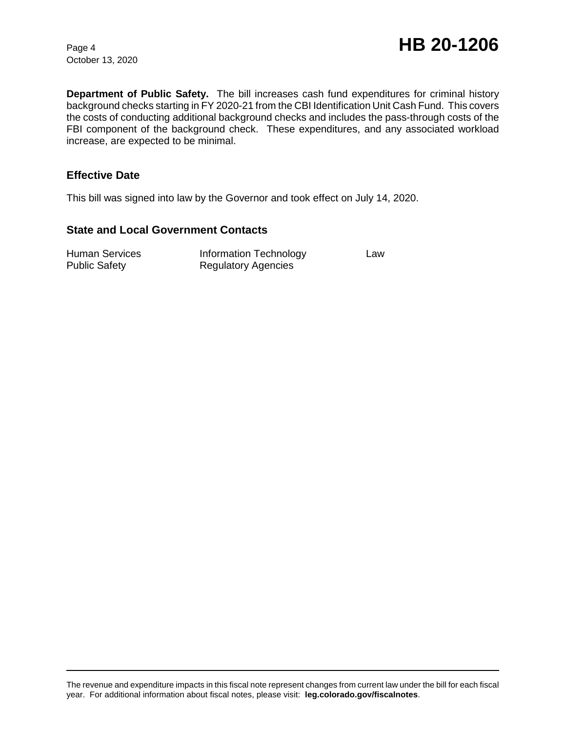**Department of Public Safety.** The bill increases cash fund expenditures for criminal history background checks starting in FY 2020-21 from the CBI Identification Unit Cash Fund. This covers the costs of conducting additional background checks and includes the pass-through costs of the FBI component of the background check. These expenditures, and any associated workload increase, are expected to be minimal.

## Effective Date

This bill was signed into law by the Governor and took effect on July 14, 2020.

## State and Local Government Contacts

| | | |
|---|---|---|
| Human Services | Information Technology | Law |
| Public Safety | Regulatory Agencies | |

The revenue and expenditure impacts in this fiscal note represent changes from current law under the bill for each fiscal year. For additional information about fiscal notes, please visit: **leg.colorado.gov/fiscalnotes**.